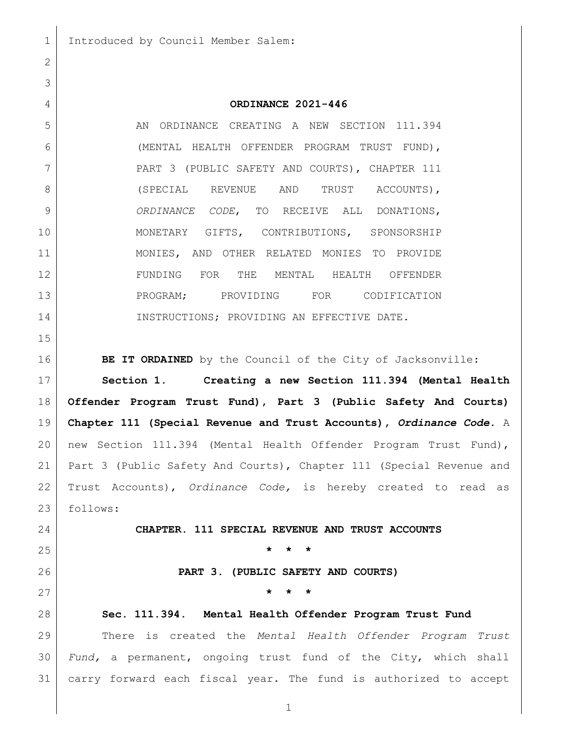Introduced by Council Member Salem:

# ORDINANCE 2021-446

AN ORDINANCE CREATING A NEW SECTION 111.394 (MENTAL HEALTH OFFENDER PROGRAM TRUST FUND), PART 3 (PUBLIC SAFETY AND COURTS), CHAPTER 111 (SPECIAL REVENUE AND TRUST ACCOUNTS), *ORDINANCE CODE*, TO RECEIVE ALL DONATIONS, MONETARY GIFTS, CONTRIBUTIONS, SPONSORSHIP MONIES, AND OTHER RELATED MONIES TO PROVIDE FUNDING FOR THE MENTAL HEALTH OFFENDER PROGRAM; PROVIDING FOR CODIFICATION INSTRUCTIONS; PROVIDING AN EFFECTIVE DATE.

**BE IT ORDAINED** by the Council of the City of Jacksonville:

**Section 1. Creating a new Section 111.394 (Mental Health Offender Program Trust Fund), Part 3 (Public Safety And Courts) Chapter 111 (Special Revenue and Trust Accounts), *Ordinance Code*.** A new Section 111.394 (Mental Health Offender Program Trust Fund), Part 3 (Public Safety And Courts), Chapter 111 (Special Revenue and Trust Accounts), *Ordinance Code,* is hereby created to read as follows:

**CHAPTER. 111 SPECIAL REVENUE AND TRUST ACCOUNTS**

**\* \* \***

**PART 3. (PUBLIC SAFETY AND COURTS)**

**\* \* \***

**Sec. 111.394. Mental Health Offender Program Trust Fund**

There is created the *Mental Health Offender Program Trust Fund,* a permanent, ongoing trust fund of the City, which shall carry forward each fiscal year. The fund is authorized to accept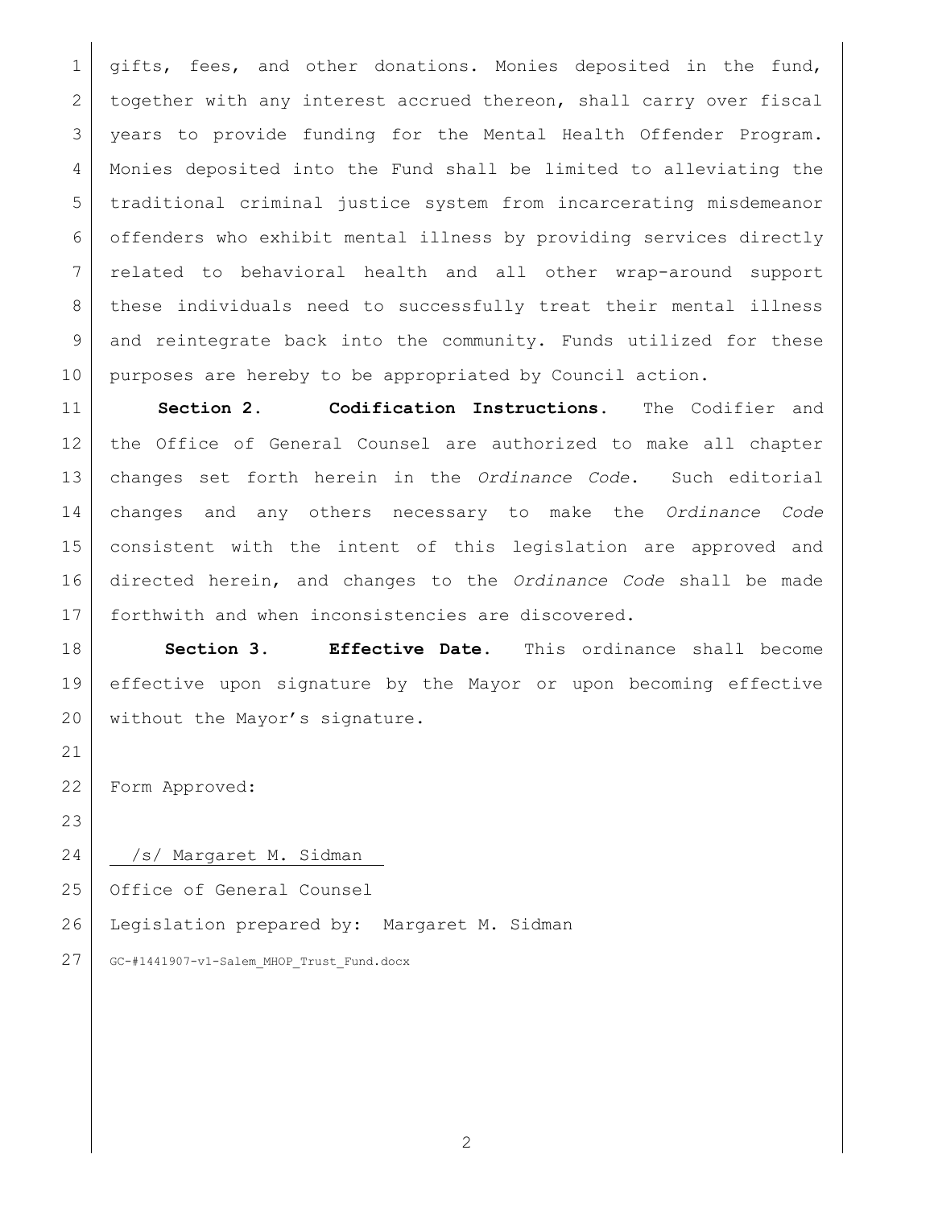gifts, fees, and other donations. Monies deposited in the fund, together with any interest accrued thereon, shall carry over fiscal years to provide funding for the Mental Health Offender Program. Monies deposited into the Fund shall be limited to alleviating the traditional criminal justice system from incarcerating misdemeanor offenders who exhibit mental illness by providing services directly related to behavioral health and all other wrap-around support these individuals need to successfully treat their mental illness and reintegrate back into the community. Funds utilized for these purposes are hereby to be appropriated by Council action.

**Section 2. Codification Instructions.** The Codifier and the Office of General Counsel are authorized to make all chapter changes set forth herein in the *Ordinance Code*. Such editorial changes and any others necessary to make the *Ordinance Code* consistent with the intent of this legislation are approved and directed herein, and changes to the *Ordinance Code* shall be made forthwith and when inconsistencies are discovered.

**Section 3. Effective Date.** This ordinance shall become effective upon signature by the Mayor or upon becoming effective without the Mayor's signature.

Form Approved:

/s/ Margaret M. Sidman

Office of General Counsel

Legislation prepared by: Margaret M. Sidman

GC-#1441907-v1-Salem_MHOP_Trust_Fund.docx